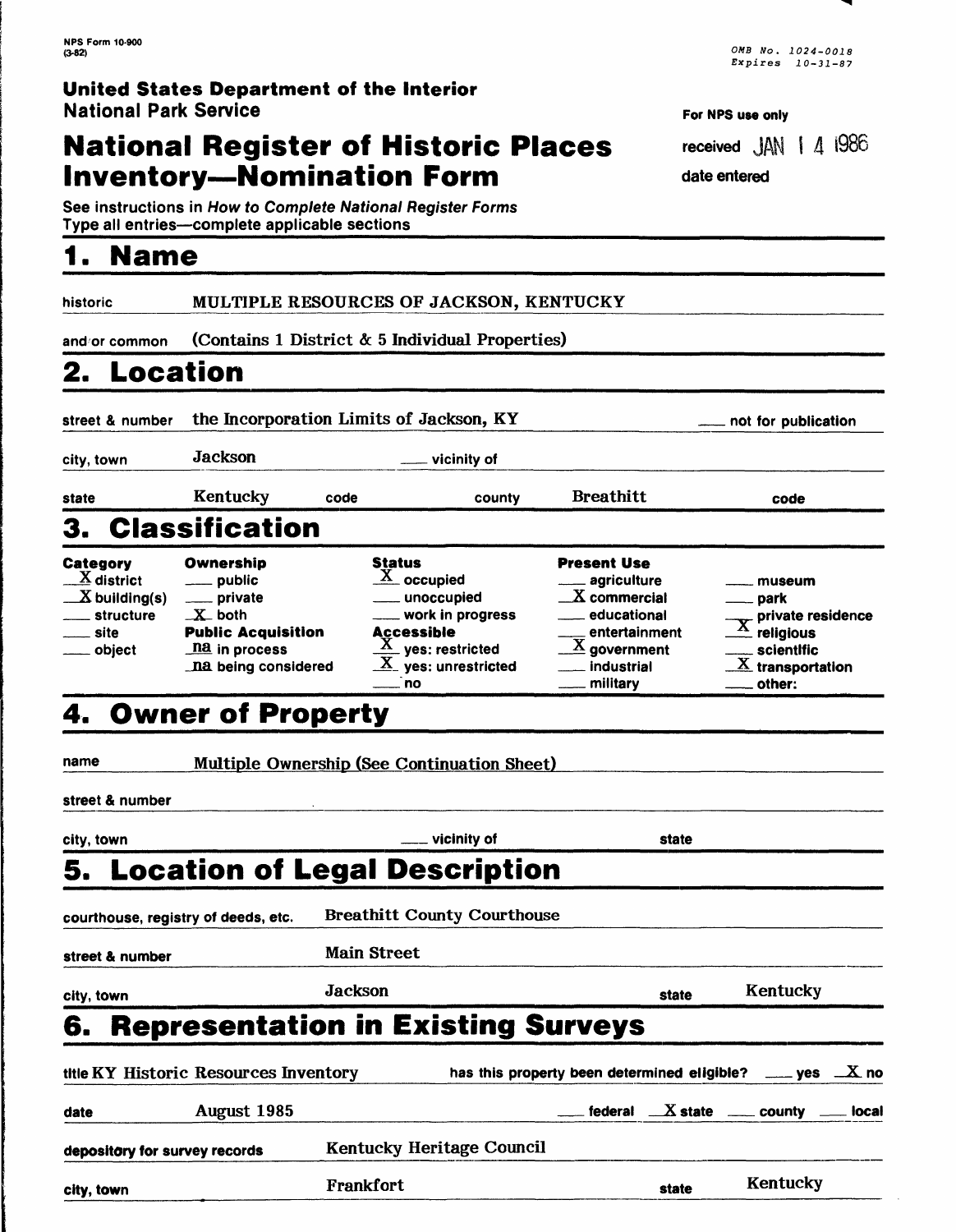NPS Form 10-900
(3-82)

OMB No. 1024-0018
Expires 10-31-87

**United States Department of the Interior**
**National Park Service**

# National Register of Historic Places Inventory—Nomination Form

For NPS use only

received JAN 14 1986

date entered

See instructions in *How to Complete National Register Forms*
Type all entries—complete applicable sections

## 1. Name

historic MULTIPLE RESOURCES OF JACKSON, KENTUCKY

and/or common (Contains 1 District & 5 Individual Properties)

## 2. Location

street & number the Incorporation Limits of Jackson, KY ___ not for publication

city, town Jackson ___ vicinity of

state Kentucky code county Breathitt code

## 3. Classification

| Category | Ownership | Status | Present Use | |
|---|---|---|---|---|
| X district | ___ public | X occupied | ___ agriculture | ___ museum |
| X building(s) | ___ private | ___ unoccupied | X commercial | ___ park |
| ___ structure | X both | ___ work in progress | ___ educational | ___ private residence |
| ___ site | **Public Acquisition** | **Accessible** | ___ entertainment | X religious |
| ___ object | na in process | X yes: restricted | X government | ___ scientific |
| | na being considered | X yes: unrestricted | ___ industrial | X transportation |
| | | ___ no | ___ military | ___ other: |

## 4. Owner of Property

name Multiple Ownership (See Continuation Sheet)

street & number

city, town ___ vicinity of state

## 5. Location of Legal Description

courthouse, registry of deeds, etc. Breathitt County Courthouse

street & number Main Street

city, town Jackson state Kentucky

## 6. Representation in Existing Surveys

title KY Historic Resources Inventory has this property been determined eligible? ___ yes X no

date August 1985 ___ federal X state ___ county ___ local

depository for survey records Kentucky Heritage Council

city, town Frankfort state Kentucky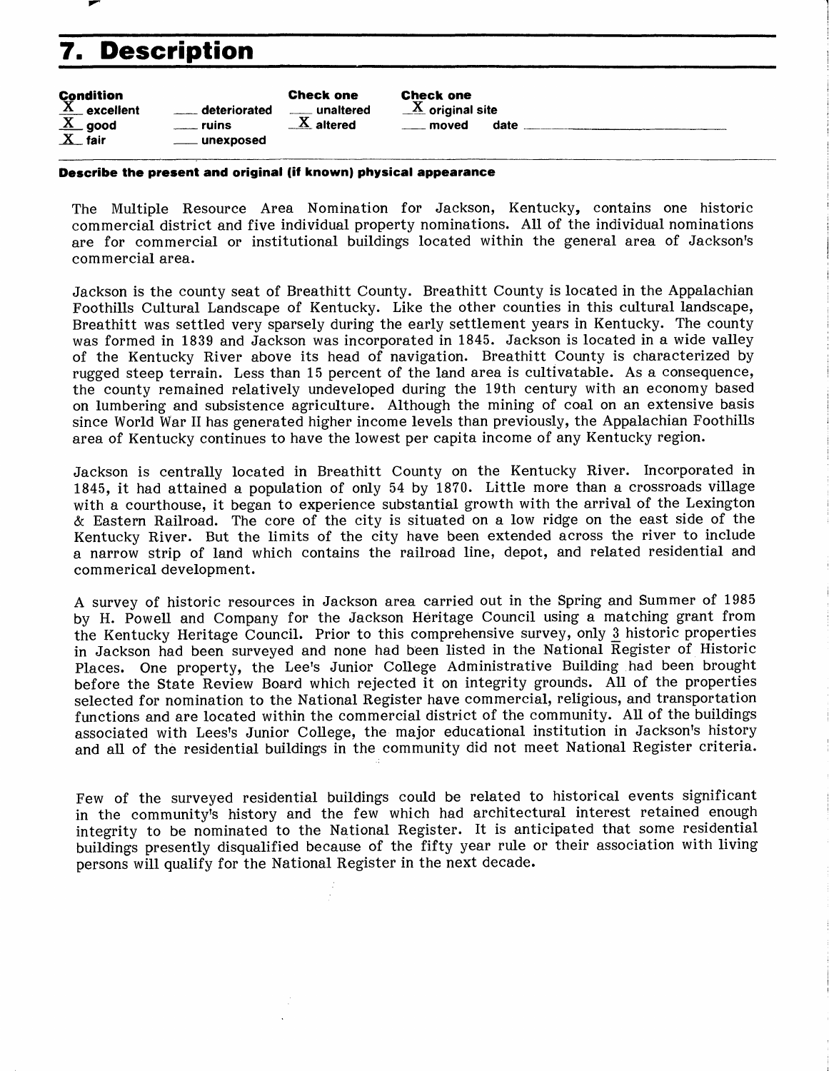## 7. Description

**Condition**
X excellent
X good
X fair
___ deteriorated
___ ruins
___ unexposed

**Check one**
___ unaltered
X altered

**Check one**
X original site
___ moved date ___

**Describe the present and original (if known) physical appearance**

The Multiple Resource Area Nomination for Jackson, Kentucky, contains one historic commercial district and five individual property nominations. All of the individual nominations are for commercial or institutional buildings located within the general area of Jackson's commercial area.

Jackson is the county seat of Breathitt County. Breathitt County is located in the Appalachian Foothills Cultural Landscape of Kentucky. Like the other counties in this cultural landscape, Breathitt was settled very sparsely during the early settlement years in Kentucky. The county was formed in 1839 and Jackson was incorporated in 1845. Jackson is located in a wide valley of the Kentucky River above its head of navigation. Breathitt County is characterized by rugged steep terrain. Less than 15 percent of the land area is cultivatable. As a consequence, the county remained relatively undeveloped during the 19th century with an economy based on lumbering and subsistence agriculture. Although the mining of coal on an extensive basis since World War II has generated higher income levels than previously, the Appalachian Foothills area of Kentucky continues to have the lowest per capita income of any Kentucky region.

Jackson is centrally located in Breathitt County on the Kentucky River. Incorporated in 1845, it had attained a population of only 54 by 1870. Little more than a crossroads village with a courthouse, it began to experience substantial growth with the arrival of the Lexington & Eastern Railroad. The core of the city is situated on a low ridge on the east side of the Kentucky River. But the limits of the city have been extended across the river to include a narrow strip of land which contains the railroad line, depot, and related residential and commerical development.

A survey of historic resources in Jackson area carried out in the Spring and Summer of 1985 by H. Powell and Company for the Jackson Heritage Council using a matching grant from the Kentucky Heritage Council. Prior to this comprehensive survey, only 3 historic properties in Jackson had been surveyed and none had been listed in the National Register of Historic Places. One property, the Lee's Junior College Administrative Building had been brought before the State Review Board which rejected it on integrity grounds. All of the properties selected for nomination to the National Register have commercial, religious, and transportation functions and are located within the commercial district of the community. All of the buildings associated with Lees's Junior College, the major educational institution in Jackson's history and all of the residential buildings in the community did not meet National Register criteria.

Few of the surveyed residential buildings could be related to historical events significant in the community's history and the few which had architectural interest retained enough integrity to be nominated to the National Register. It is anticipated that some residential buildings presently disqualified because of the fifty year rule or their association with living persons will qualify for the National Register in the next decade.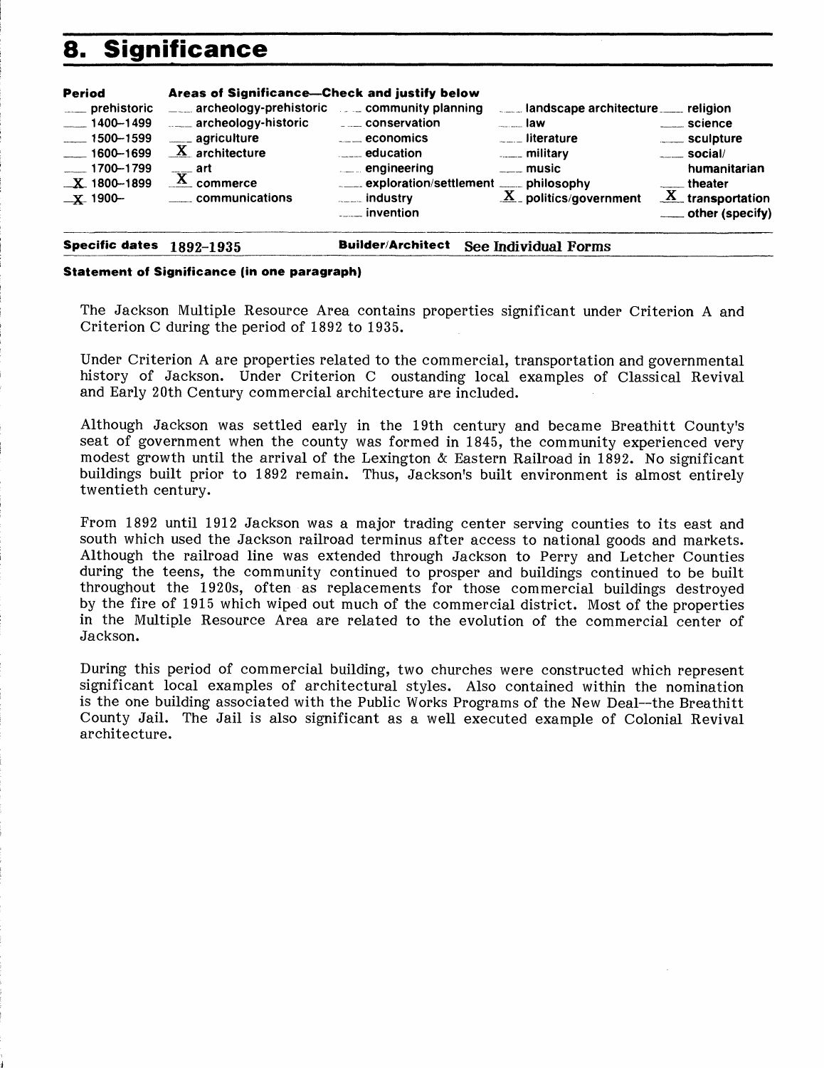# 8. Significance

| Period | Areas of Significance—Check and justify below | | | |
|---|---|---|---|---|
| ___ prehistoric | ___ archeology-prehistoric | ___ community planning | ___ landscape architecture | ___ religion |
| ___ 1400–1499 | ___ archeology-historic | ___ conservation | ___ law | ___ science |
| ___ 1500–1599 | ___ agriculture | ___ economics | ___ literature | ___ sculpture |
| ___ 1600–1699 | _X_ architecture | ___ education | ___ military | ___ social/humanitarian |
| ___ 1700–1799 | ___ art | ___ engineering | ___ music | ___ theater |
| _X_ 1800–1899 | _X_ commerce | ___ exploration/settlement | ___ philosophy | _X_ transportation |
| _X_ 1900– | ___ communications | ___ industry | _X_ politics/government | ___ other (specify) |
| | | ___ invention | | |

**Specific dates** 1892–1935 **Builder/Architect** See Individual Forms

**Statement of Significance (in one paragraph)**

The Jackson Multiple Resource Area contains properties significant under Criterion A and Criterion C during the period of 1892 to 1935.

Under Criterion A are properties related to the commercial, transportation and governmental history of Jackson. Under Criterion C oustanding local examples of Classical Revival and Early 20th Century commercial architecture are included.

Although Jackson was settled early in the 19th century and became Breathitt County's seat of government when the county was formed in 1845, the community experienced very modest growth until the arrival of the Lexington & Eastern Railroad in 1892. No significant buildings built prior to 1892 remain. Thus, Jackson's built environment is almost entirely twentieth century.

From 1892 until 1912 Jackson was a major trading center serving counties to its east and south which used the Jackson railroad terminus after access to national goods and markets. Although the railroad line was extended through Jackson to Perry and Letcher Counties during the teens, the community continued to prosper and buildings continued to be built throughout the 1920s, often as replacements for those commercial buildings destroyed by the fire of 1915 which wiped out much of the commercial district. Most of the properties in the Multiple Resource Area are related to the evolution of the commercial center of Jackson.

During this period of commercial building, two churches were constructed which represent significant local examples of architectural styles. Also contained within the nomination is the one building associated with the Public Works Programs of the New Deal--the Breathitt County Jail. The Jail is also significant as a well executed example of Colonial Revival architecture.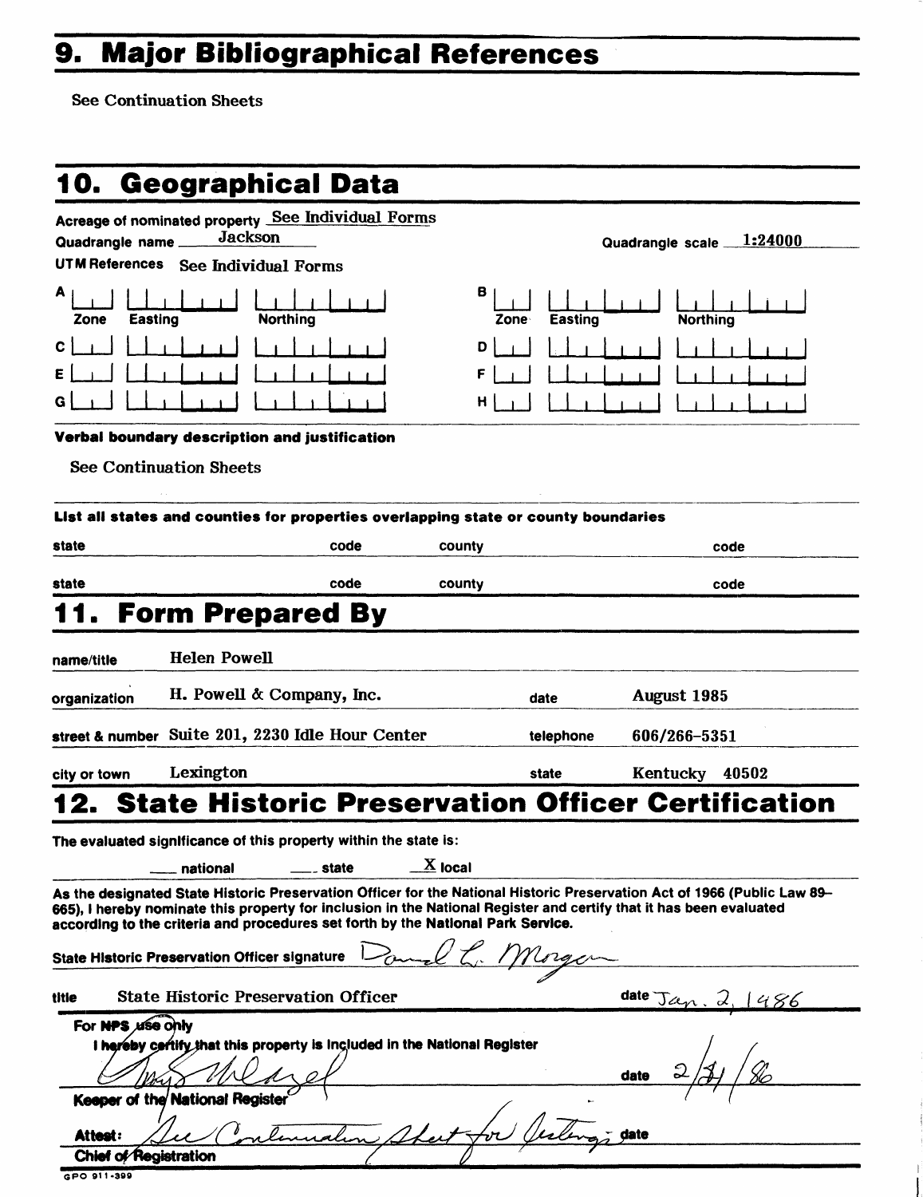# 9. Major Bibliographical References

See Continuation Sheets

# 10. Geographical Data

Acreage of nominated property See Individual Forms

Quadrangle name Jackson

Quadrangle scale 1:24000

UTM References See Individual Forms

| | Zone | Easting | Northing | | Zone | Easting | Northing |
|---|---|---|---|---|---|---|---|
| A | | | | B | | | |
| C | | | | D | | | |
| E | | | | F | | | |
| G | | | | H | | | |

**Verbal boundary description and justification**

See Continuation Sheets

**List all states and counties for properties overlapping state or county boundaries**

| state | code | county | code |
|---|---|---|---|
| state | code | county | code |

# 11. Form Prepared By

| | | | |
|---|---|---|---|
| name/title | Helen Powell | | |
| organization | H. Powell & Company, Inc. | date | August 1985 |
| street & number | Suite 201, 2230 Idle Hour Center | telephone | 606/266-5351 |
| city or town | Lexington | state | Kentucky 40502 |

# 12. State Historic Preservation Officer Certification

**The evaluated significance of this property within the state is:**

___ national ___ state X local

**As the designated State Historic Preservation Officer for the National Historic Preservation Act of 1966 (Public Law 89-665), I hereby nominate this property for inclusion in the National Register and certify that it has been evaluated according to the criteria and procedures set forth by the National Park Service.**

State Historic Preservation Officer signature Donald L. Morgan

title State Historic Preservation Officer date Jan. 2, 1986

**For NPS use only**

**I hereby certify that this property is included in the National Register**

date 2/21/86

**Keeper of the National Register**

**Attest:** See Continuation Sheet for listings date

**Chief of Registration**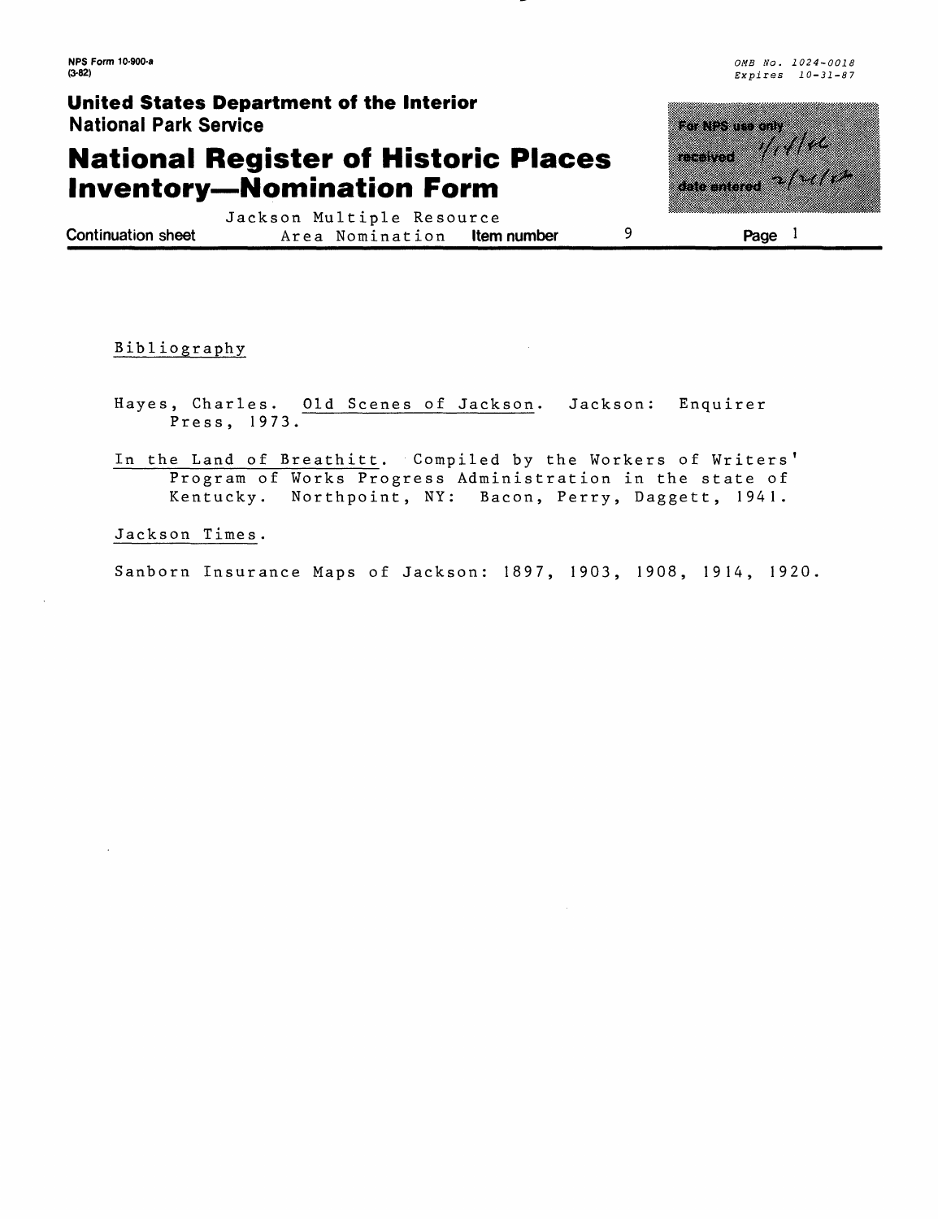NPS Form 10-900-a
(3-82)

OMB No. 1024-0018
Expires 10-31-87

**United States Department of the Interior**
**National Park Service**

# National Register of Historic Places Inventory—Nomination Form

For NPS use only
received 1/1/86
date entered 2/24/86

Continuation sheet — Jackson Multiple Resource Area Nomination — Item number 9 — Page 1

Bibliography

Hayes, Charles. Old Scenes of Jackson. Jackson: Enquirer Press, 1973.

In the Land of Breathitt. Compiled by the Workers of Writers' Program of Works Progress Administration in the state of Kentucky. Northpoint, NY: Bacon, Perry, Daggett, 1941.

Jackson Times.

Sanborn Insurance Maps of Jackson: 1897, 1903, 1908, 1914, 1920.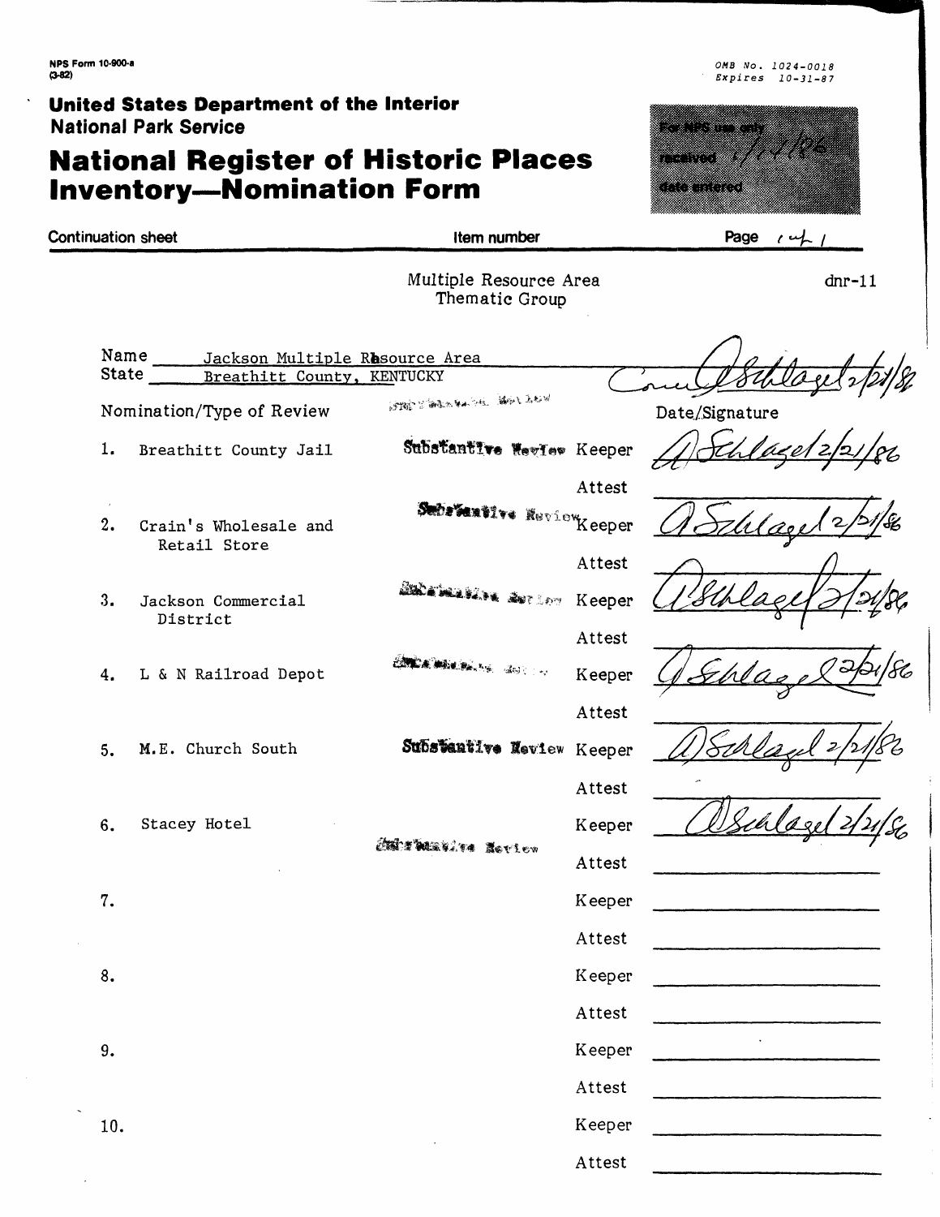NPS Form 10-900-a
(3-82)

OMB No. 1024-0018
Expires 10-31-87

**United States Department of the Interior**
**National Park Service**

# National Register of Historic Places Inventory—Nomination Form

For NPS use only
received 1/14/86
date entered

Continuation sheet | Item number | Page 1 of 1

Multiple Resource Area
Thematic Group

dnr-11

Name: Jackson Multiple Resource Area
State: Breathitt County, KENTUCKY

| Nomination/Type of Review | | | Date/Signature |
|---|---|---|---|
| 1. Breathitt County Jail | Substantive Review | Keeper | A Schlagel 2/21/86 |
| | | Attest | |
| 2. Crain's Wholesale and Retail Store | Substantive Review | Keeper | A Schlagel 2/21/86 |
| | | Attest | |
| 3. Jackson Commercial District | Substantive Review | Keeper | A Schlagel 2/21/86 |
| | | Attest | |
| 4. L & N Railroad Depot | Substantive Review | Keeper | A Schlagel 2/21/86 |
| | | Attest | |
| 5. M.E. Church South | Substantive Review | Keeper | A Schlagel 2/21/86 |
| | | Attest | |
| 6. Stacey Hotel | Substantive Review | Keeper | A Schlagel 2/21/86 |
| | | Attest | |
| 7. | | Keeper | |
| | | Attest | |
| 8. | | Keeper | |
| | | Attest | |
| 9. | | Keeper | |
| | | Attest | |
| 10. | | Keeper | |
| | | Attest | |